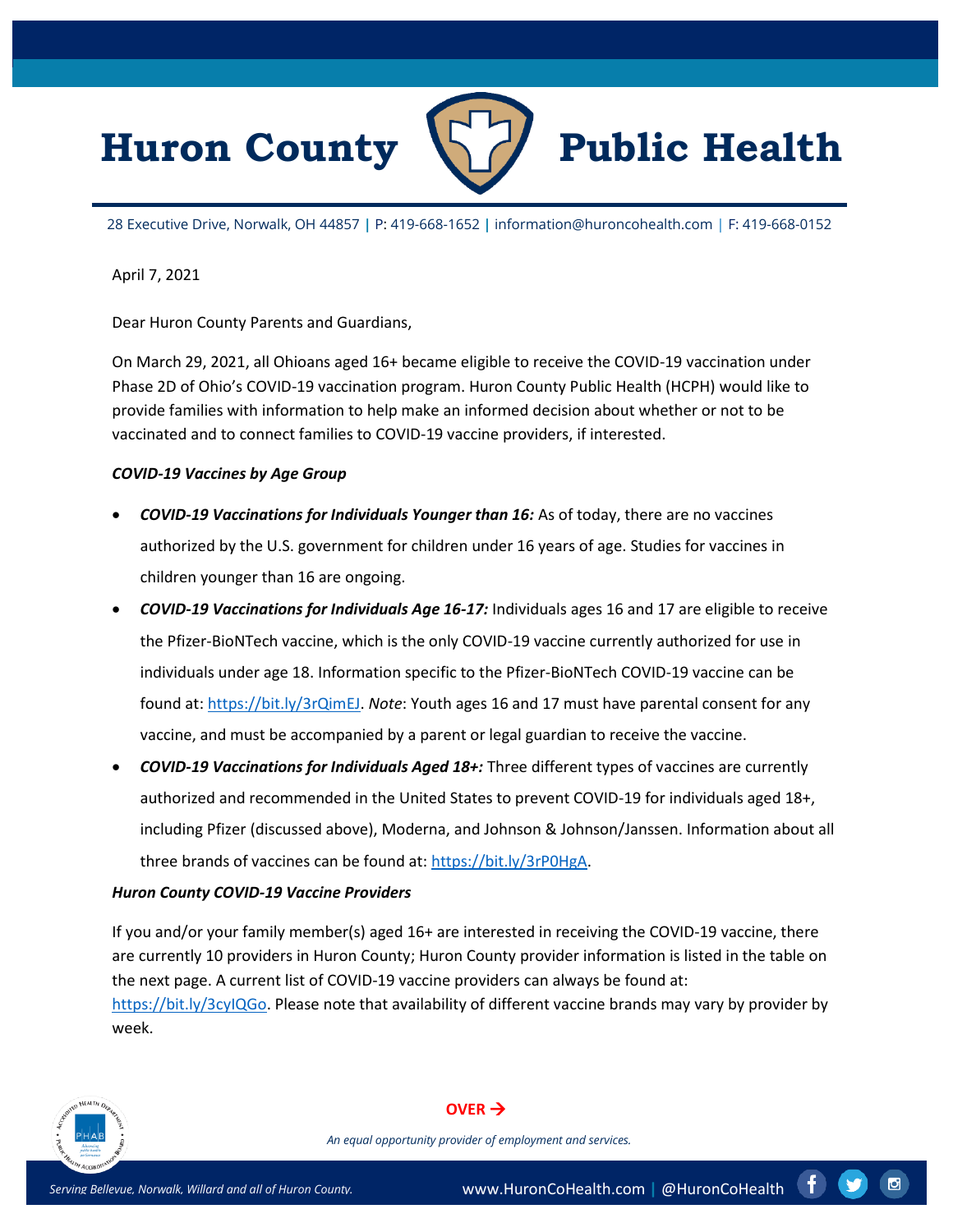# Huron County Public Health

28 Executive Drive, Norwalk, OH 44857 | P: 419-668-1652 | information@huroncohealth.com | F: 419-668-0152

April 7, 2021

Dear Huron County Parents and Guardians,

On March 29, 2021, all Ohioans aged 16+ became eligible to receive the COVID-19 vaccination under Phase 2D of Ohio's COVID-19 vaccination program. Huron County Public Health (HCPH) would like to provide families with information to help make an informed decision about whether or not to be vaccinated and to connect families to COVID-19 vaccine providers, if interested.

***COVID-19 Vaccines by Age Group***

- ***COVID-19 Vaccinations for Individuals Younger than 16:*** As of today, there are no vaccines authorized by the U.S. government for children under 16 years of age. Studies for vaccines in children younger than 16 are ongoing.
- ***COVID-19 Vaccinations for Individuals Age 16-17:*** Individuals ages 16 and 17 are eligible to receive the Pfizer-BioNTech vaccine, which is the only COVID-19 vaccine currently authorized for use in individuals under age 18. Information specific to the Pfizer-BioNTech COVID-19 vaccine can be found at: https://bit.ly/3rQimEJ. *Note*: Youth ages 16 and 17 must have parental consent for any vaccine, and must be accompanied by a parent or legal guardian to receive the vaccine.
- ***COVID-19 Vaccinations for Individuals Aged 18+:*** Three different types of vaccines are currently authorized and recommended in the United States to prevent COVID-19 for individuals aged 18+, including Pfizer (discussed above), Moderna, and Johnson & Johnson/Janssen. Information about all three brands of vaccines can be found at: https://bit.ly/3rP0HgA.

***Huron County COVID-19 Vaccine Providers***

If you and/or your family member(s) aged 16+ are interested in receiving the COVID-19 vaccine, there are currently 10 providers in Huron County; Huron County provider information is listed in the table on the next page. A current list of COVID-19 vaccine providers can always be found at: https://bit.ly/3cyIQGo. Please note that availability of different vaccine brands may vary by provider by week.

**OVER →**

*An equal opportunity provider of employment and services.*

*Serving Bellevue, Norwalk, Willard and all of Huron County.* www.HuronCoHealth.com | @HuronCoHealth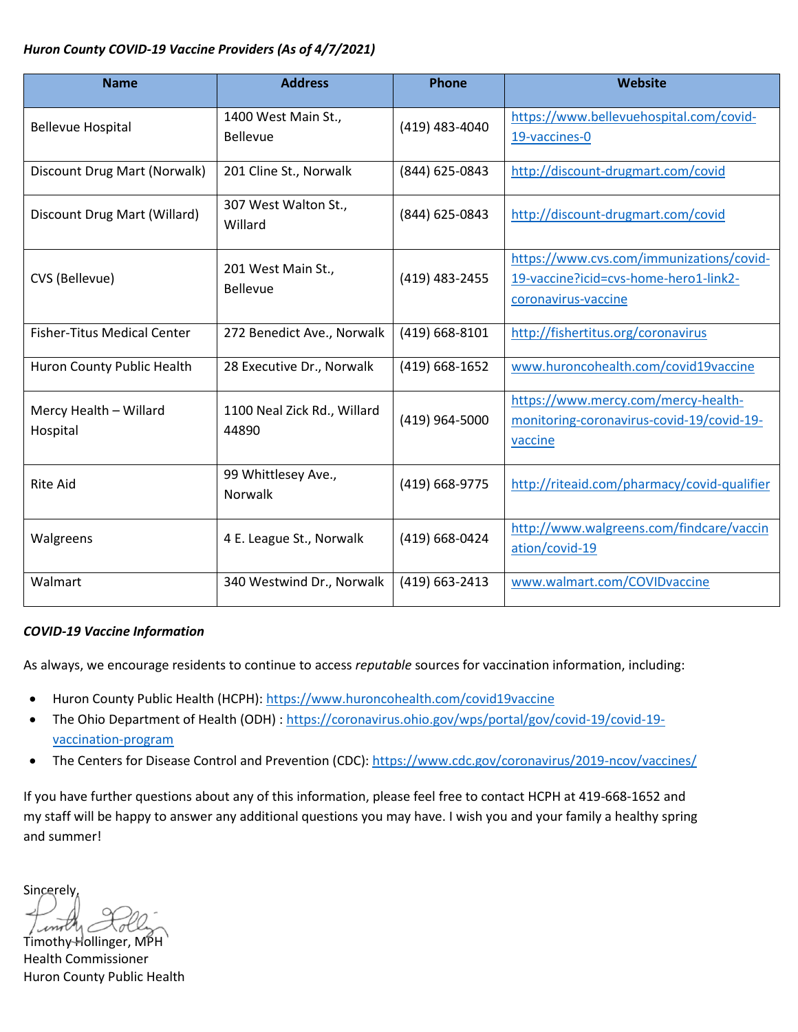***Huron County COVID-19 Vaccine Providers (As of 4/7/2021)***

| Name | Address | Phone | Website |
|---|---|---|---|
| Bellevue Hospital | 1400 West Main St., Bellevue | (419) 483-4040 | https://www.bellevuehospital.com/covid-19-vaccines-0 |
| Discount Drug Mart (Norwalk) | 201 Cline St., Norwalk | (844) 625-0843 | http://discount-drugmart.com/covid |
| Discount Drug Mart (Willard) | 307 West Walton St., Willard | (844) 625-0843 | http://discount-drugmart.com/covid |
| CVS (Bellevue) | 201 West Main St., Bellevue | (419) 483-2455 | https://www.cvs.com/immunizations/covid-19-vaccine?icid=cvs-home-hero1-link2-coronavirus-vaccine |
| Fisher-Titus Medical Center | 272 Benedict Ave., Norwalk | (419) 668-8101 | http://fishertitus.org/coronavirus |
| Huron County Public Health | 28 Executive Dr., Norwalk | (419) 668-1652 | www.huroncohealth.com/covid19vaccine |
| Mercy Health – Willard Hospital | 1100 Neal Zick Rd., Willard 44890 | (419) 964-5000 | https://www.mercy.com/mercy-health-monitoring-coronavirus-covid-19/covid-19-vaccine |
| Rite Aid | 99 Whittlesey Ave., Norwalk | (419) 668-9775 | http://riteaid.com/pharmacy/covid-qualifier |
| Walgreens | 4 E. League St., Norwalk | (419) 668-0424 | http://www.walgreens.com/findcare/vaccination/covid-19 |
| Walmart | 340 Westwind Dr., Norwalk | (419) 663-2413 | www.walmart.com/COVIDvaccine |

***COVID-19 Vaccine Information***

As always, we encourage residents to continue to access *reputable* sources for vaccination information, including:

- Huron County Public Health (HCPH): https://www.huroncohealth.com/covid19vaccine
- The Ohio Department of Health (ODH) : https://coronavirus.ohio.gov/wps/portal/gov/covid-19/covid-19-vaccination-program
- The Centers for Disease Control and Prevention (CDC): https://www.cdc.gov/coronavirus/2019-ncov/vaccines/

If you have further questions about any of this information, please feel free to contact HCPH at 419-668-1652 and my staff will be happy to answer any additional questions you may have. I wish you and your family a healthy spring and summer!

Sincerely,

Timothy Hollinger, MPH
Health Commissioner
Huron County Public Health